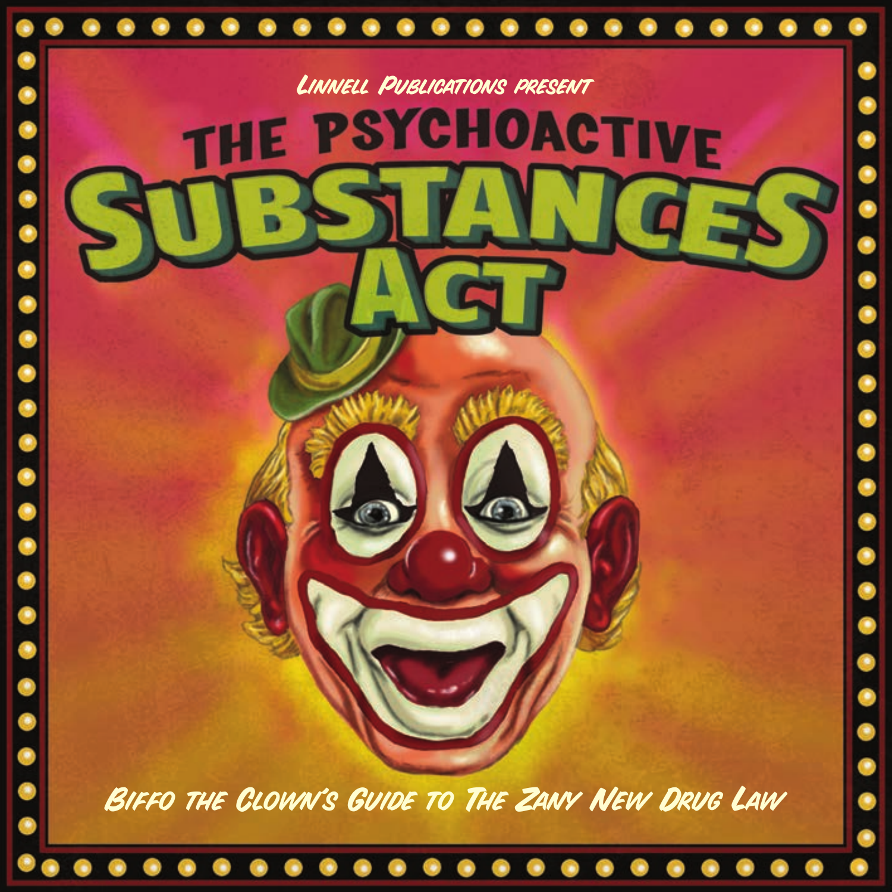Linnell Publications present

# THE PSYCHOACTIVE SUBSTANCES ACT

Biffo the Clown's Guide to The Zany New Drug Law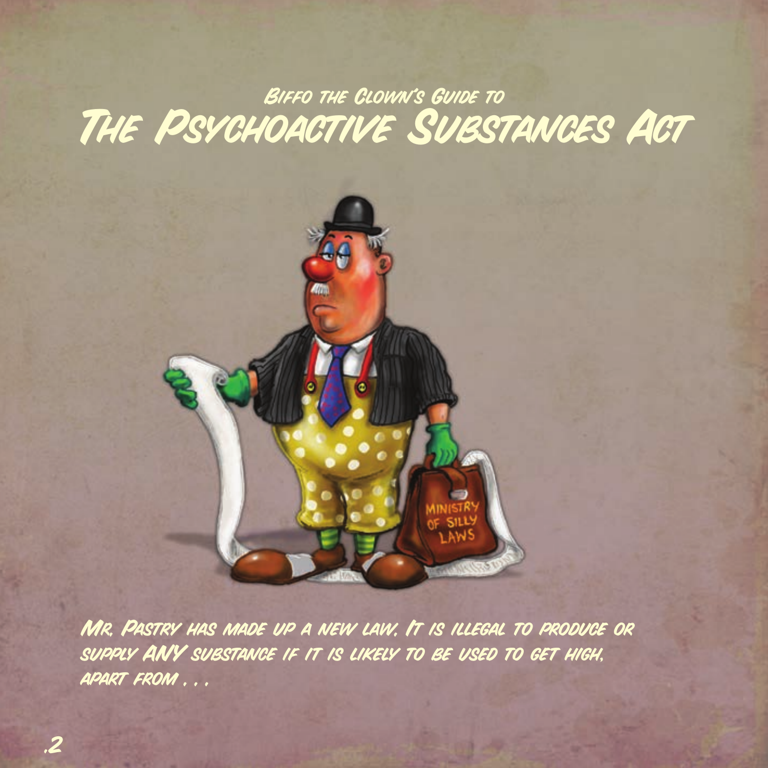*Biffo the Clown's Guide to*

# The Psychoactive Substances Act

*Mr. Pastry has made up a new law. It is illegal to produce or supply **ANY** substance if it is likely to be used to get high, apart from . . .*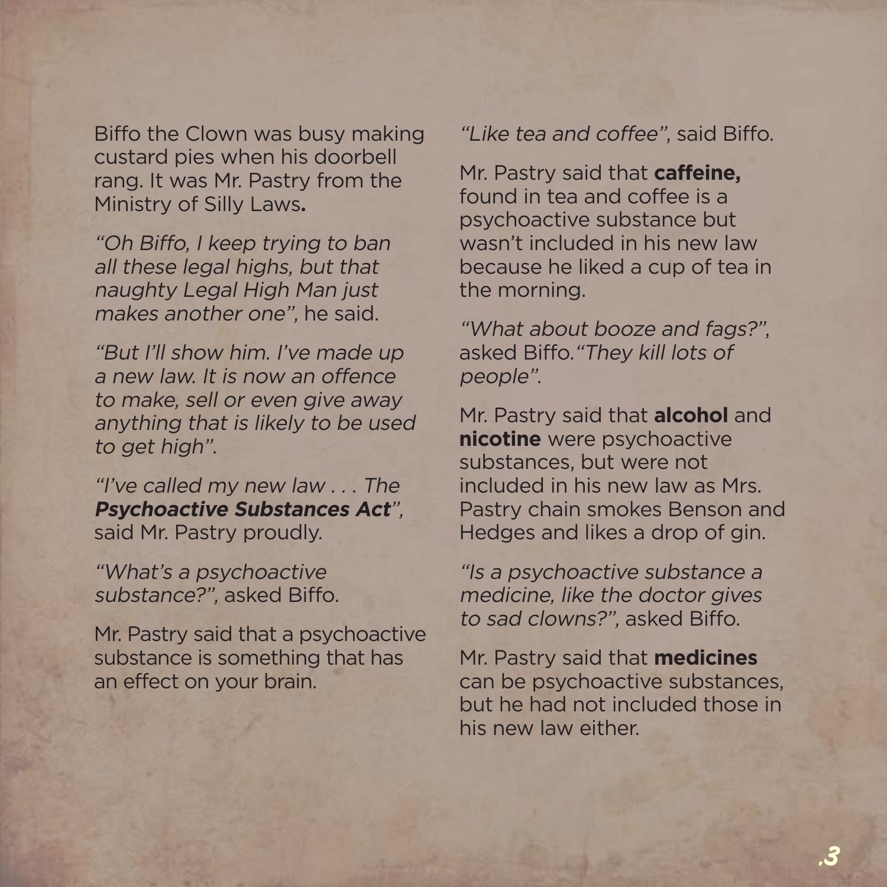Biffo the Clown was busy making custard pies when his doorbell rang. It was Mr. Pastry from the Ministry of Silly Laws.

*"Oh Biffo, I keep trying to ban all these legal highs, but that naughty Legal High Man just makes another one"*, he said.

*"But I'll show him. I've made up a new law. It is now an offence to make, sell or even give away anything that is likely to be used to get high".*

*"I've called my new law . . . The* ***Psychoactive Substances Act****"*, said Mr. Pastry proudly.

*"What's a psychoactive substance?"*, asked Biffo.

Mr. Pastry said that a psychoactive substance is something that has an effect on your brain.

*"Like tea and coffee"*, said Biffo.

Mr. Pastry said that **caffeine,** found in tea and coffee is a psychoactive substance but wasn't included in his new law because he liked a cup of tea in the morning.

*"What about booze and fags?"*, asked Biffo. *"They kill lots of people"*.

Mr. Pastry said that **alcohol** and **nicotine** were psychoactive substances, but were not included in his new law as Mrs. Pastry chain smokes Benson and Hedges and likes a drop of gin.

*"Is a psychoactive substance a medicine, like the doctor gives to sad clowns?"*, asked Biffo.

Mr. Pastry said that **medicines** can be psychoactive substances, but he had not included those in his new law either.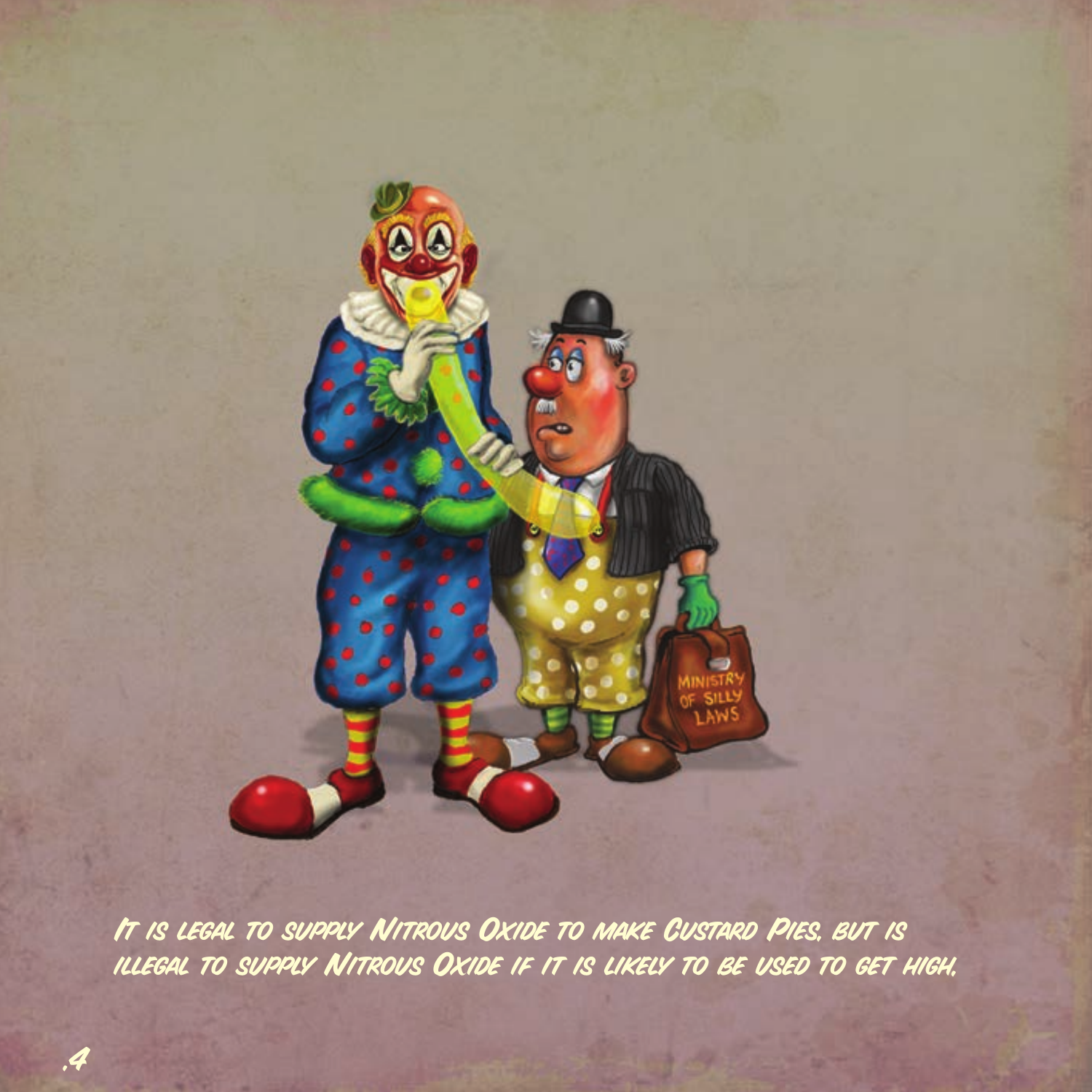It is legal to supply Nitrous Oxide to make Custard Pies, but is illegal to supply Nitrous Oxide if it is likely to be used to get high.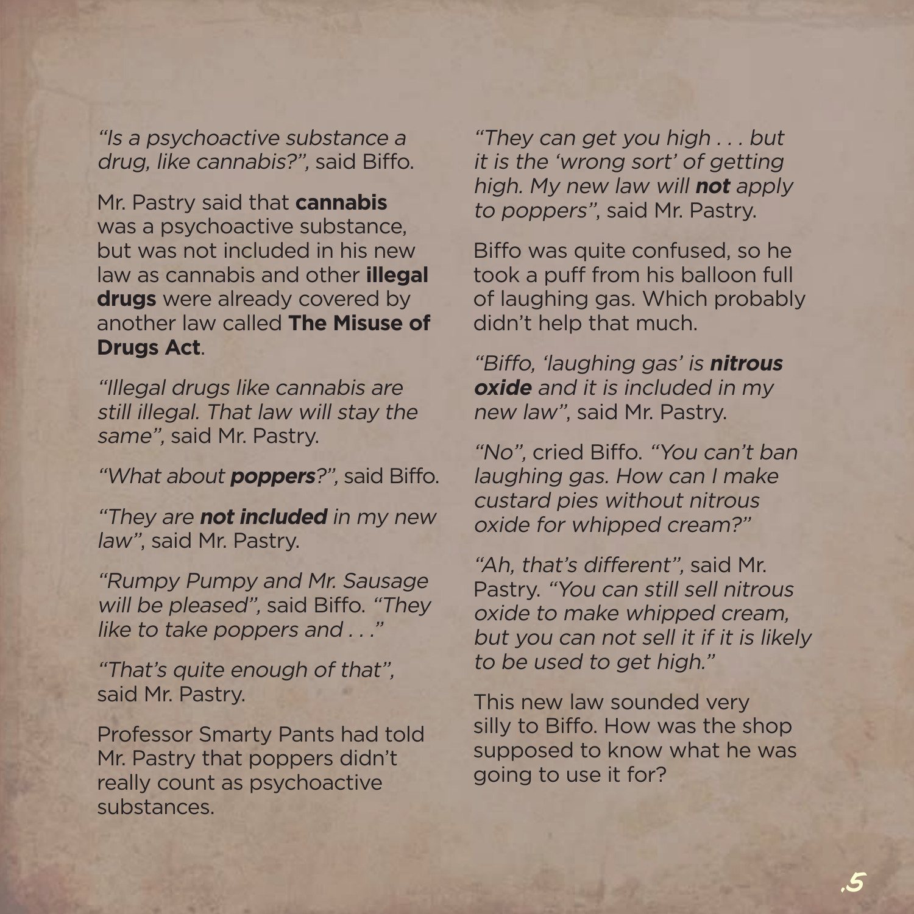*"Is a psychoactive substance a drug, like cannabis?",* said Biffo.

Mr. Pastry said that **cannabis** was a psychoactive substance, but was not included in his new law as cannabis and other **illegal drugs** were already covered by another law called **The Misuse of Drugs Act**.

*"Illegal drugs like cannabis are still illegal. That law will stay the same",* said Mr. Pastry.

*"What about **poppers**?",* said Biffo.

*"They are **not included** in my new law",* said Mr. Pastry.

*"Rumpy Pumpy and Mr. Sausage will be pleased",* said Biffo. *"They like to take poppers and . . ."*

*"That's quite enough of that",* said Mr. Pastry.

Professor Smarty Pants had told Mr. Pastry that poppers didn't really count as psychoactive substances.

*"They can get you high . . . but it is the 'wrong sort' of getting high. My new law will **not** apply to poppers",* said Mr. Pastry.

Biffo was quite confused, so he took a puff from his balloon full of laughing gas. Which probably didn't help that much.

*"Biffo, 'laughing gas' is **nitrous oxide** and it is included in my new law",* said Mr. Pastry.

*"No",* cried Biffo. *"You can't ban laughing gas. How can I make custard pies without nitrous oxide for whipped cream?"*

*"Ah, that's different",* said Mr. Pastry. *"You can still sell nitrous oxide to make whipped cream, but you can not sell it if it is likely to be used to get high."*

This new law sounded very silly to Biffo. How was the shop supposed to know what he was going to use it for?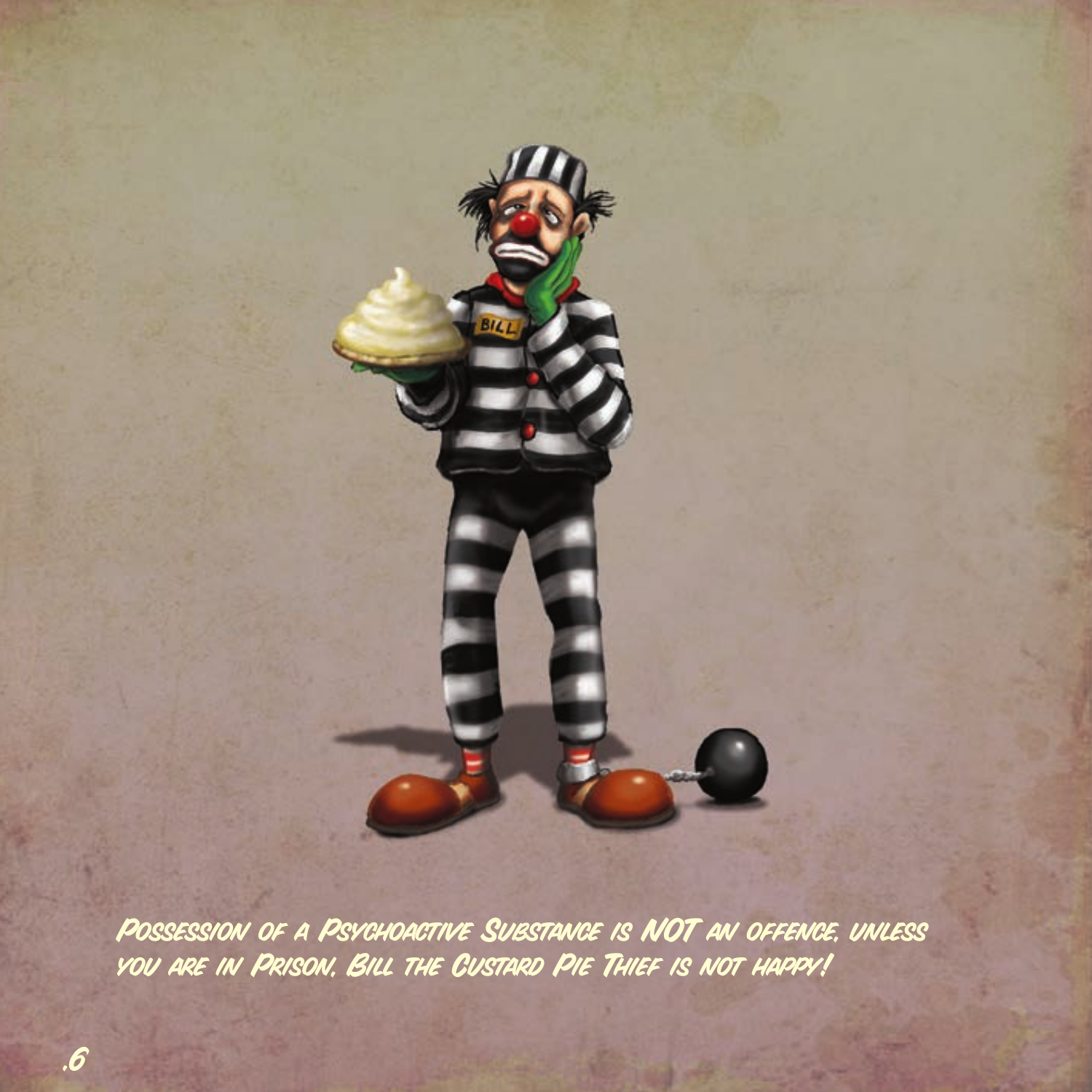*Possession of a Psychoactive Substance is NOT an offence, unless you are in Prison. Bill the Custard Pie Thief is not happy!*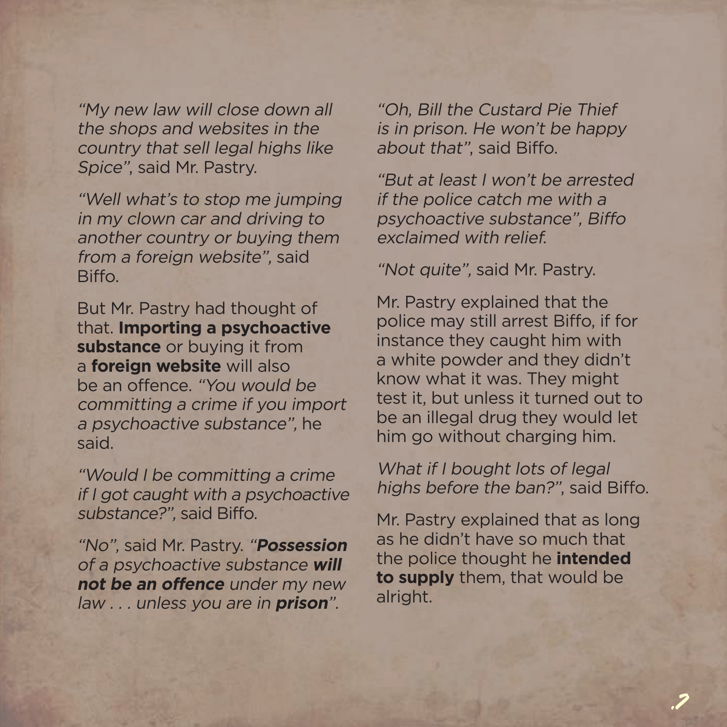*"My new law will close down all the shops and websites in the country that sell legal highs like Spice"*, said Mr. Pastry.

*"Well what's to stop me jumping in my clown car and driving to another country or buying them from a foreign website"*, said Biffo.

But Mr. Pastry had thought of that. **Importing a psychoactive substance** or buying it from a **foreign website** will also be an offence. *"You would be committing a crime if you import a psychoactive substance"*, he said.

*"Would I be committing a crime if I got caught with a psychoactive substance?"*, said Biffo.

*"No"*, said Mr. Pastry. *"**Possession** of a psychoactive substance **will not be an offence** under my new law . . . unless you are in **prison**".*

*"Oh, Bill the Custard Pie Thief is in prison. He won't be happy about that"*, said Biffo.

*"But at least I won't be arrested if the police catch me with a psychoactive substance", Biffo exclaimed with relief.*

*"Not quite"*, said Mr. Pastry.

Mr. Pastry explained that the police may still arrest Biffo, if for instance they caught him with a white powder and they didn't know what it was. They might test it, but unless it turned out to be an illegal drug they would let him go without charging him.

*What if I bought lots of legal highs before the ban?"*, said Biffo.

Mr. Pastry explained that as long as he didn't have so much that the police thought he **intended to supply** them, that would be alright.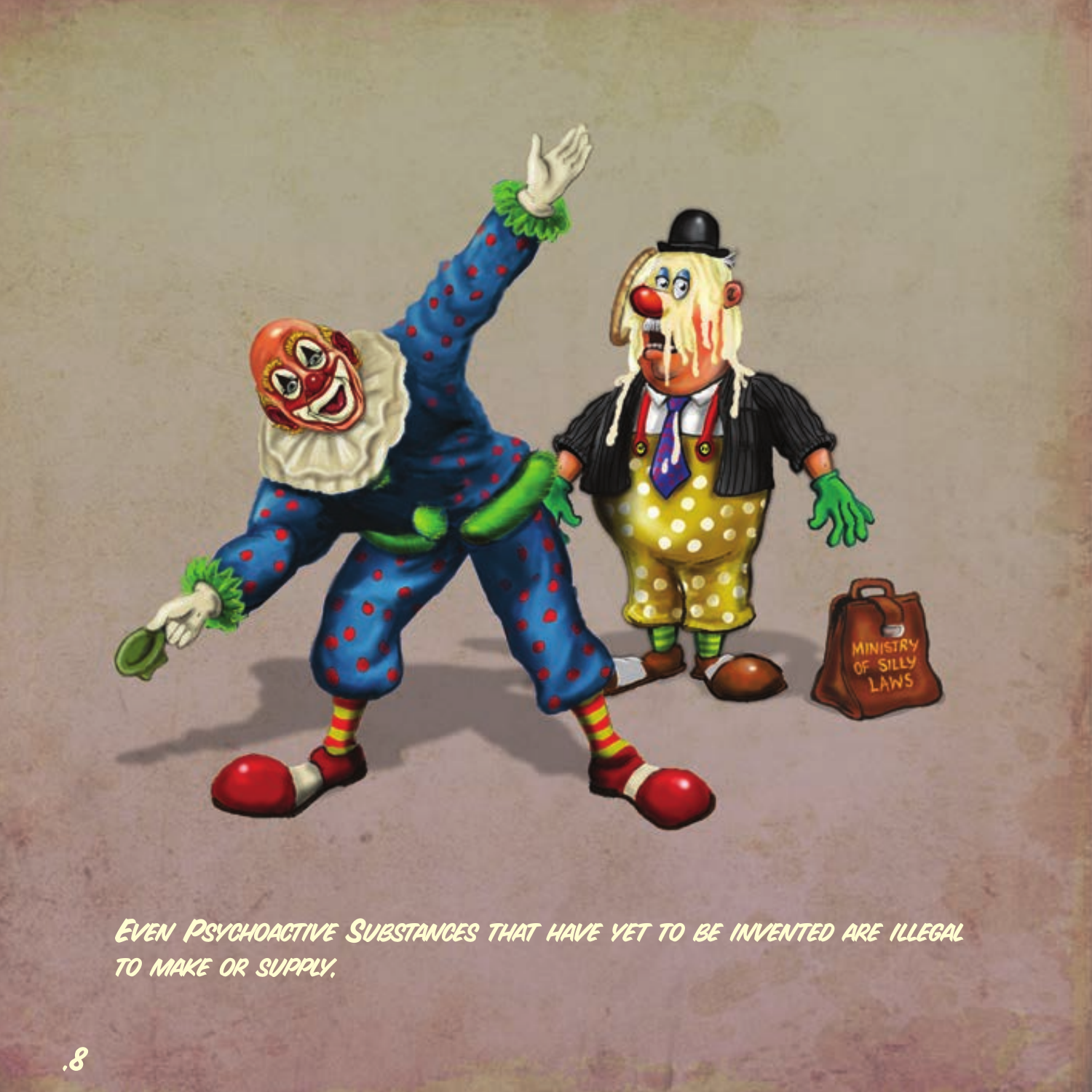*Even Psychoactive Substances that have yet to be invented are illegal to make or supply.*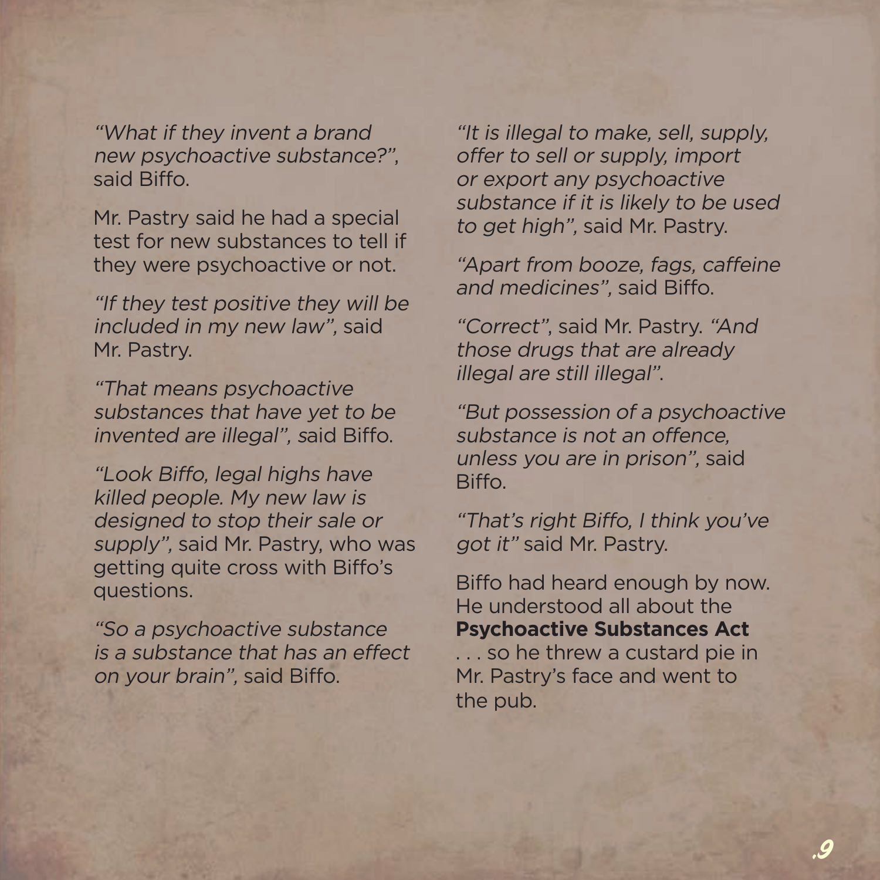*"What if they invent a brand new psychoactive substance?"*, said Biffo.

Mr. Pastry said he had a special test for new substances to tell if they were psychoactive or not.

*"If they test positive they will be included in my new law",* said Mr. Pastry.

*"That means psychoactive substances that have yet to be invented are illegal", s*aid Biffo.

*"Look Biffo, legal highs have killed people. My new law is designed to stop their sale or supply",* said Mr. Pastry, who was getting quite cross with Biffo's questions.

*"So a psychoactive substance is a substance that has an effect on your brain",* said Biffo.

*"It is illegal to make, sell, supply, offer to sell or supply, import or export any psychoactive substance if it is likely to be used to get high",* said Mr. Pastry.

*"Apart from booze, fags, caffeine and medicines",* said Biffo.

*"Correct"*, said Mr. Pastry. *"And those drugs that are already illegal are still illegal".*

*"But possession of a psychoactive substance is not an offence, unless you are in prison",* said Biffo.

*"That's right Biffo, I think you've got it"* said Mr. Pastry.

Biffo had heard enough by now. He understood all about the **Psychoactive Substances Act** . . . so he threw a custard pie in Mr. Pastry's face and went to the pub.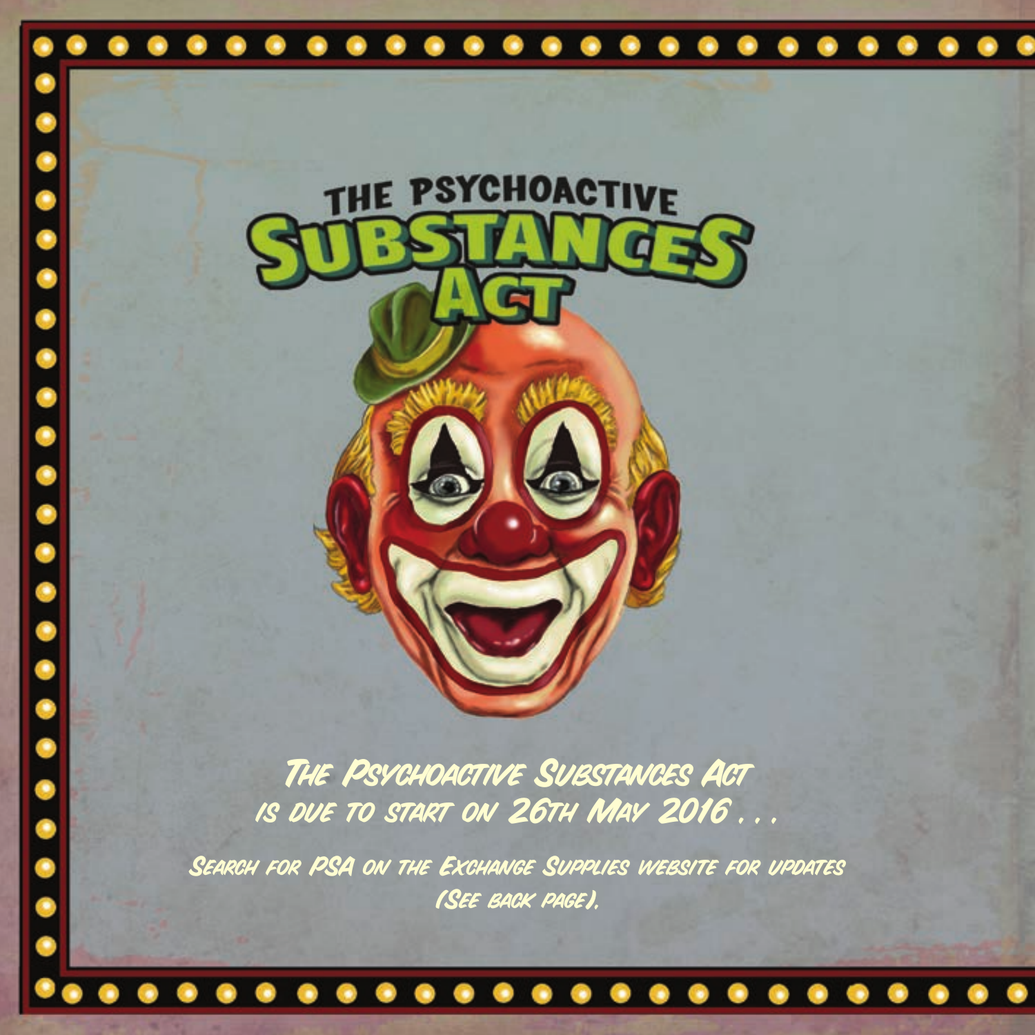# THE PSYCHOACTIVE SUBSTANCES ACT

*The Psychoactive Substances Act is due to start on 26th May 2016 . . .*

*Search for PSA on the Exchange Supplies website for updates (See back page).*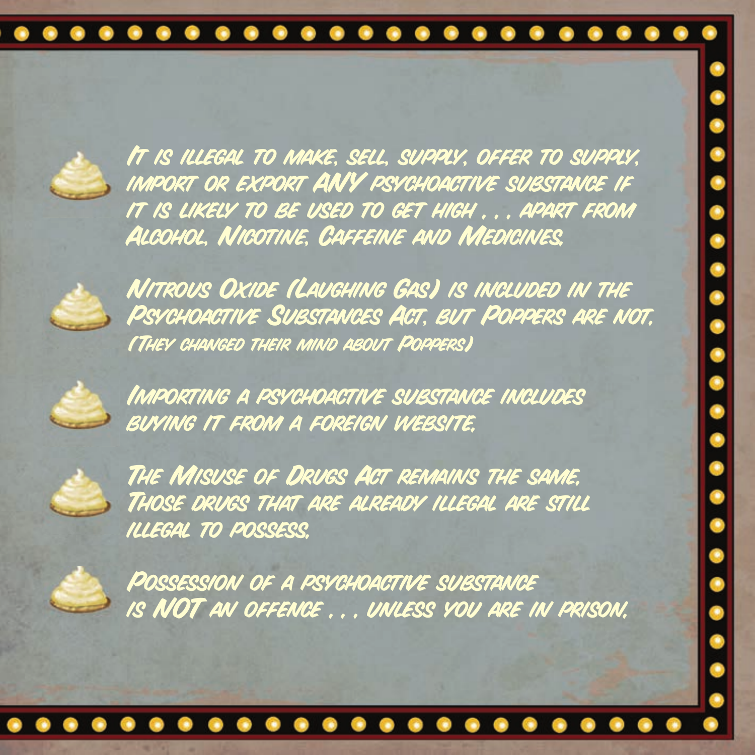- It is illegal to make, sell, supply, offer to supply, import or export **ANY** psychoactive substance if it is likely to be used to get high . . . apart from Alcohol, Nicotine, Caffeine and Medicines.

- Nitrous Oxide (Laughing Gas) is included in the Psychoactive Substances Act, but Poppers are not. (They changed their mind about Poppers)

- Importing a psychoactive substance includes buying it from a foreign website.

- The Misuse of Drugs Act remains the same. Those drugs that are already illegal are still illegal to possess.

- Possession of a psychoactive substance is **NOT** an offence . . . unless you are in prison.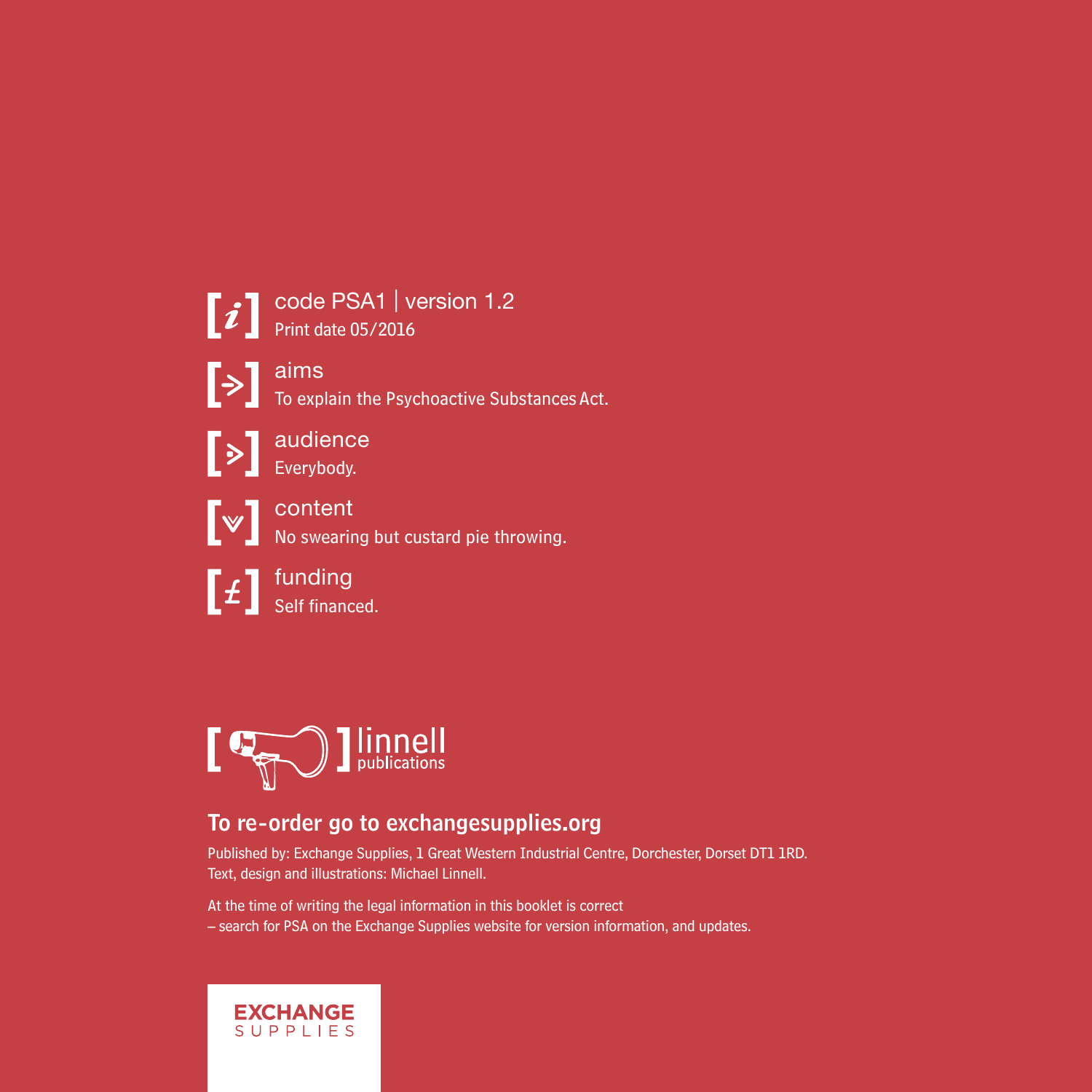[i] code PSA1 | version 1.2
Print date 05/2016

[>] aims
To explain the Psychoactive Substances Act.

[>] audience
Everybody.

[v] content
No swearing but custard pie throwing.

[£] funding
Self financed.

linnell publications

**To re-order go to exchangesupplies.org**

Published by: Exchange Supplies, 1 Great Western Industrial Centre, Dorchester, Dorset DT1 1RD.
Text, design and illustrations: Michael Linnell.

At the time of writing the legal information in this booklet is correct
– search for PSA on the Exchange Supplies website for version information, and updates.

EXCHANGE SUPPLIES